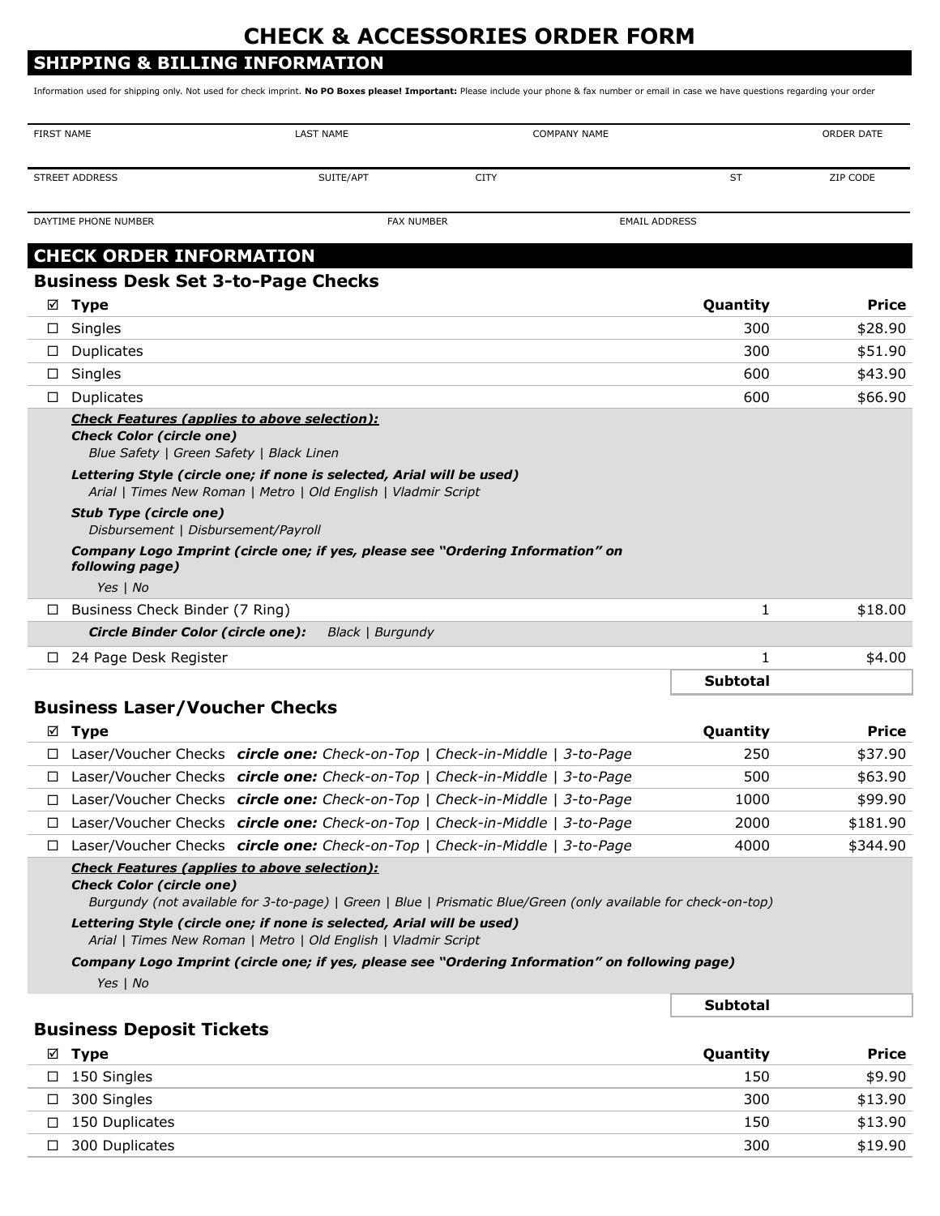# CHECK & ACCESSORIES ORDER FORM

## SHIPPING & BILLING INFORMATION

Information used for shipping only. Not used for check imprint. **No PO Boxes please! Important:** Please include your phone & fax number or email in case we have questions regarding your order

| FIRST NAME | LAST NAME | COMPANY NAME | ORDER DATE |
|---|---|---|---|
| | | | |

| STREET ADDRESS | SUITE/APT | CITY | ST | ZIP CODE |
|---|---|---|---|---|
| | | | | |

| DAYTIME PHONE NUMBER | FAX NUMBER | EMAIL ADDRESS |
|---|---|---|
| | | |

## CHECK ORDER INFORMATION

### Business Desk Set 3-to-Page Checks

| ☑ | Type | Quantity | Price |
|---|---|---|---|
| ☐ | Singles | 300 | $28.90 |
| ☐ | Duplicates | 300 | $51.90 |
| ☐ | Singles | 600 | $43.90 |
| ☐ | Duplicates | 600 | $66.90 |

***Check Features (applies to above selection):***

***Check Color (circle one)***
*Blue Safety | Green Safety | Black Linen*

***Lettering Style (circle one; if none is selected, Arial will be used)***
*Arial | Times New Roman | Metro | Old English | Vladmir Script*

***Stub Type (circle one)***
*Disbursement | Disbursement/Payroll*

***Company Logo Imprint (circle one; if yes, please see "Ordering Information" on following page)***
*Yes | No*

| ☑ | Type | Quantity | Price |
|---|---|---|---|
| ☐ | Business Check Binder (7 Ring) | 1 | $18.00 |
| | ***Circle Binder Color (circle one):*** *Black \| Burgundy* | | |
| ☐ | 24 Page Desk Register | 1 | $4.00 |
| | | **Subtotal** | |

### Business Laser/Voucher Checks

| ☑ | Type | Quantity | Price |
|---|---|---|---|
| ☐ | Laser/Voucher Checks ***circle one:*** *Check-on-Top \| Check-in-Middle \| 3-to-Page* | 250 | $37.90 |
| ☐ | Laser/Voucher Checks ***circle one:*** *Check-on-Top \| Check-in-Middle \| 3-to-Page* | 500 | $63.90 |
| ☐ | Laser/Voucher Checks ***circle one:*** *Check-on-Top \| Check-in-Middle \| 3-to-Page* | 1000 | $99.90 |
| ☐ | Laser/Voucher Checks ***circle one:*** *Check-on-Top \| Check-in-Middle \| 3-to-Page* | 2000 | $181.90 |
| ☐ | Laser/Voucher Checks ***circle one:*** *Check-on-Top \| Check-in-Middle \| 3-to-Page* | 4000 | $344.90 |

***Check Features (applies to above selection):***

***Check Color (circle one)***
*Burgundy (not available for 3-to-page) | Green | Blue | Prismatic Blue/Green (only available for check-on-top)*

***Lettering Style (circle one; if none is selected, Arial will be used)***
*Arial | Times New Roman | Metro | Old English | Vladmir Script*

***Company Logo Imprint (circle one; if yes, please see "Ordering Information" on following page)***
*Yes | No*

**Subtotal** ________

### Business Deposit Tickets

| ☑ | Type | Quantity | Price |
|---|---|---|---|
| ☐ | 150 Singles | 150 | $9.90 |
| ☐ | 300 Singles | 300 | $13.90 |
| ☐ | 150 Duplicates | 150 | $13.90 |
| ☐ | 300 Duplicates | 300 | $19.90 |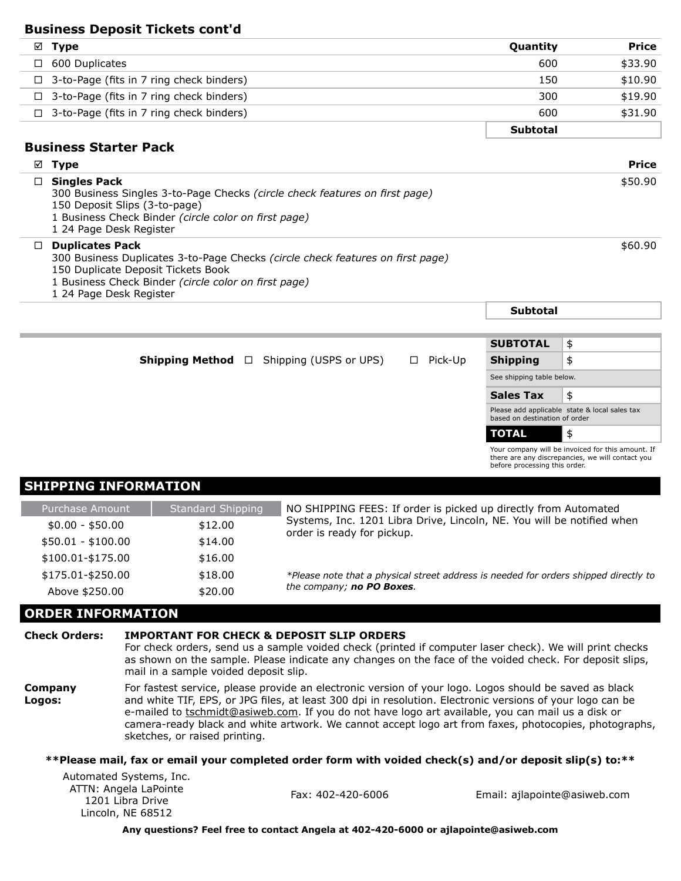## Business Deposit Tickets cont'd

| ☑ | Type | Quantity | Price |
|---|---|---|---|
| ☐ | 600 Duplicates | 600 | $33.90 |
| ☐ | 3-to-Page (fits in 7 ring check binders) | 150 | $10.90 |
| ☐ | 3-to-Page (fits in 7 ring check binders) | 300 | $19.90 |
| ☐ | 3-to-Page (fits in 7 ring check binders) | 600 | $31.90 |
| | | **Subtotal** | |

## Business Starter Pack

| ☑ | Type | Price |
|---|---|---|
| ☐ | **Singles Pack**<br>300 Business Singles 3-to-Page Checks *(circle check features on first page)*<br>150 Deposit Slips (3-to-page)<br>1 Business Check Binder *(circle color on first page)*<br>1 24 Page Desk Register | $50.90 |
| ☐ | **Duplicates Pack**<br>300 Business Duplicates 3-to-Page Checks *(circle check features on first page)*<br>150 Duplicate Deposit Tickets Book<br>1 Business Check Binder *(circle color on first page)*<br>1 24 Page Desk Register | $60.90 |
| | | **Subtotal** |

**Shipping Method** ☐ Shipping (USPS or UPS) ☐ Pick-Up

| | |
|---|---|
| **SUBTOTAL** | $ |
| **Shipping** | $ |
| See shipping table below. | |
| **Sales Tax** | $ |
| Please add applicable state & local sales tax based on destination of order | |
| **TOTAL** | $ |

Your company will be invoiced for this amount. If there are any discrepancies, we will contact you before processing this order.

## SHIPPING INFORMATION

| Purchase Amount | Standard Shipping |
|---|---|
| $0.00 - $50.00 | $12.00 |
| $50.01 - $100.00 | $14.00 |
| $100.01-$175.00 | $16.00 |
| $175.01-$250.00 | $18.00 |
| Above $250.00 | $20.00 |

NO SHIPPING FEES: If order is picked up directly from Automated Systems, Inc. 1201 Libra Drive, Lincoln, NE. You will be notified when order is ready for pickup.

*Please note that a physical street address is needed for orders shipped directly to the company; **no PO Boxes**.*

## ORDER INFORMATION

**Check Orders:** **IMPORTANT FOR CHECK & DEPOSIT SLIP ORDERS**
For check orders, send us a sample voided check (printed if computer laser check). We will print checks as shown on the sample. Please indicate any changes on the face of the voided check. For deposit slips, mail in a sample voided deposit slip.

**Company Logos:** For fastest service, please provide an electronic version of your logo. Logos should be saved as black and white TIF, EPS, or JPG files, at least 300 dpi in resolution. Electronic versions of your logo can be e-mailed to tschmidt@asiweb.com. If you do not have logo art available, you can mail us a disk or camera-ready black and white artwork. We cannot accept logo art from faxes, photocopies, photographs, sketches, or raised printing.

**\*\*Please mail, fax or email your completed order form with voided check(s) and/or deposit slip(s) to:\*\***

Automated Systems, Inc.
ATTN: Angela LaPointe
1201 Libra Drive
Lincoln, NE 68512

Fax: 402-420-6006

Email: ajlapointe@asiweb.com

**Any questions? Feel free to contact Angela at 402-420-6000 or ajlapointe@asiweb.com**